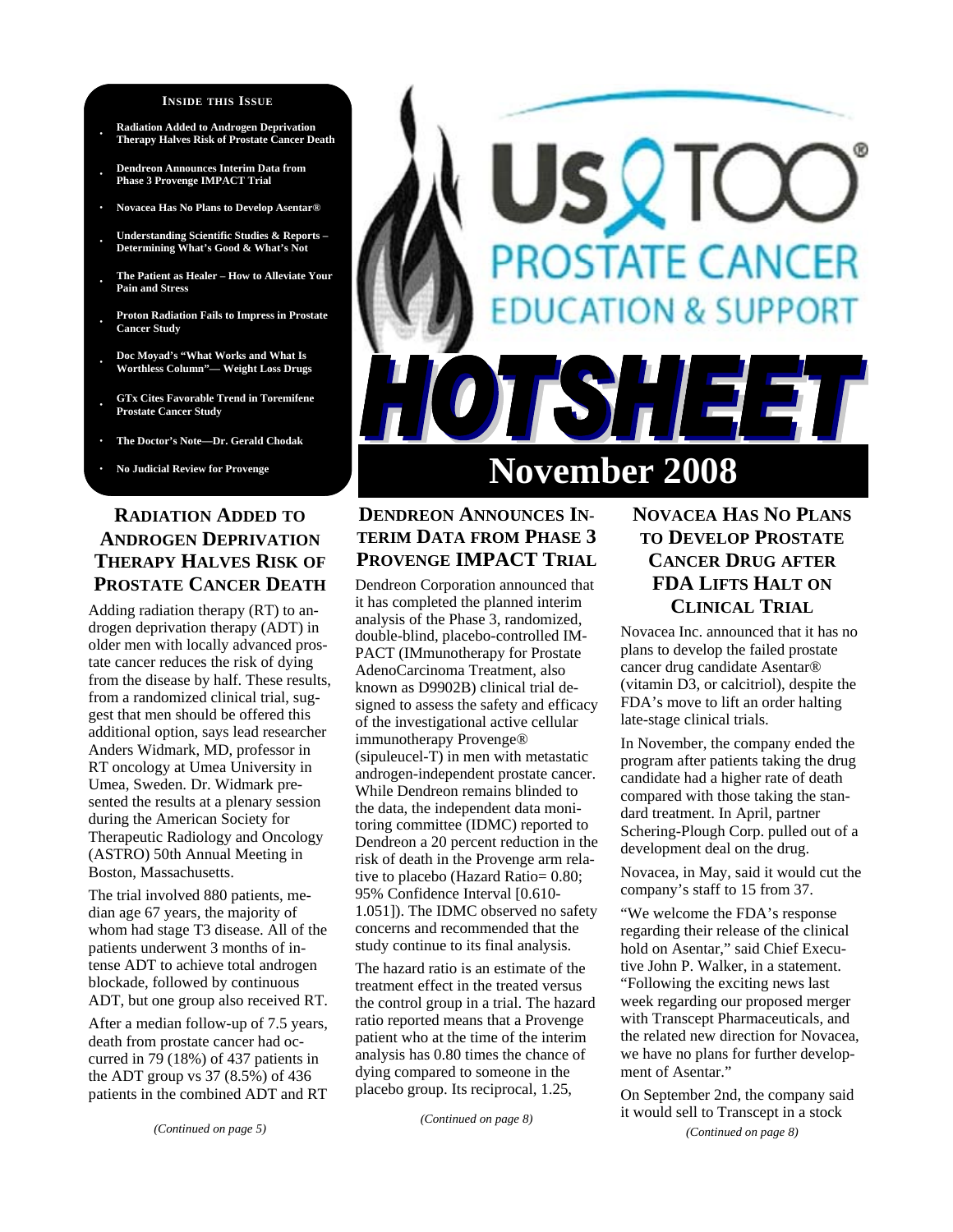**INSIDE THIS ISSUE**

- Radiation Added to Androgen Deprivation Therapy Halves Risk of Prostate Cancer Death
- Dendreon Announces Interim Data from Phase 3 Provenge IMPACT Trial
- Novacea Has No Plans to Develop Asentar®
- Understanding Scientific Studies & Reports – Determining What's Good & What's Not
- The Patient as Healer – How to Alleviate Your Pain and Stress
- Proton Radiation Fails to Impress in Prostate Cancer Study
- Doc Moyad's "What Works and What Is Worthless Column"— Weight Loss Drugs
- GTx Cites Favorable Trend in Toremifene Prostate Cancer Study
- The Doctor's Note—Dr. Gerald Chodak
- No Judicial Review for Provenge

# Us TOO® PROSTATE CANCER EDUCATION & SUPPORT

# HOTSHEET

## November 2008

## RADIATION ADDED TO ANDROGEN DEPRIVATION THERAPY HALVES RISK OF PROSTATE CANCER DEATH

Adding radiation therapy (RT) to androgen deprivation therapy (ADT) in older men with locally advanced prostate cancer reduces the risk of dying from the disease by half. These results, from a randomized clinical trial, suggest that men should be offered this additional option, says lead researcher Anders Widmark, MD, professor in RT oncology at Umea University in Umea, Sweden. Dr. Widmark presented the results at a plenary session during the American Society for Therapeutic Radiology and Oncology (ASTRO) 50th Annual Meeting in Boston, Massachusetts.

The trial involved 880 patients, median age 67 years, the majority of whom had stage T3 disease. All of the patients underwent 3 months of intense ADT to achieve total androgen blockade, followed by continuous ADT, but one group also received RT.

After a median follow-up of 7.5 years, death from prostate cancer had occurred in 79 (18%) of 437 patients in the ADT group vs 37 (8.5%) of 436 patients in the combined ADT and RT

*(Continued on page 5)*

## DENDREON ANNOUNCES INTERIM DATA FROM PHASE 3 PROVENGE IMPACT TRIAL

Dendreon Corporation announced that it has completed the planned interim analysis of the Phase 3, randomized, double-blind, placebo-controlled IMPACT (IMmunotherapy for Prostate AdenoCarcinoma Treatment, also known as D9902B) clinical trial designed to assess the safety and efficacy of the investigational active cellular immunotherapy Provenge® (sipuleucel-T) in men with metastatic androgen-independent prostate cancer. While Dendreon remains blinded to the data, the independent data monitoring committee (IDMC) reported to Dendreon a 20 percent reduction in the risk of death in the Provenge arm relative to placebo (Hazard Ratio= 0.80; 95% Confidence Interval [0.610-1.051]). The IDMC observed no safety concerns and recommended that the study continue to its final analysis.

The hazard ratio is an estimate of the treatment effect in the treated versus the control group in a trial. The hazard ratio reported means that a Provenge patient who at the time of the interim analysis has 0.80 times the chance of dying compared to someone in the placebo group. Its reciprocal, 1.25,

*(Continued on page 8)*

## NOVACEA HAS NO PLANS TO DEVELOP PROSTATE CANCER DRUG AFTER FDA LIFTS HALT ON CLINICAL TRIAL

Novacea Inc. announced that it has no plans to develop the failed prostate cancer drug candidate Asentar® (vitamin D3, or calcitriol), despite the FDA's move to lift an order halting late-stage clinical trials.

In November, the company ended the program after patients taking the drug candidate had a higher rate of death compared with those taking the standard treatment. In April, partner Schering-Plough Corp. pulled out of a development deal on the drug.

Novacea, in May, said it would cut the company's staff to 15 from 37.

"We welcome the FDA's response regarding their release of the clinical hold on Asentar," said Chief Executive John P. Walker, in a statement. "Following the exciting news last week regarding our proposed merger with Transcept Pharmaceuticals, and the related new direction for Novacea, we have no plans for further development of Asentar."

On September 2nd, the company said it would sell to Transcept in a stock

*(Continued on page 8)*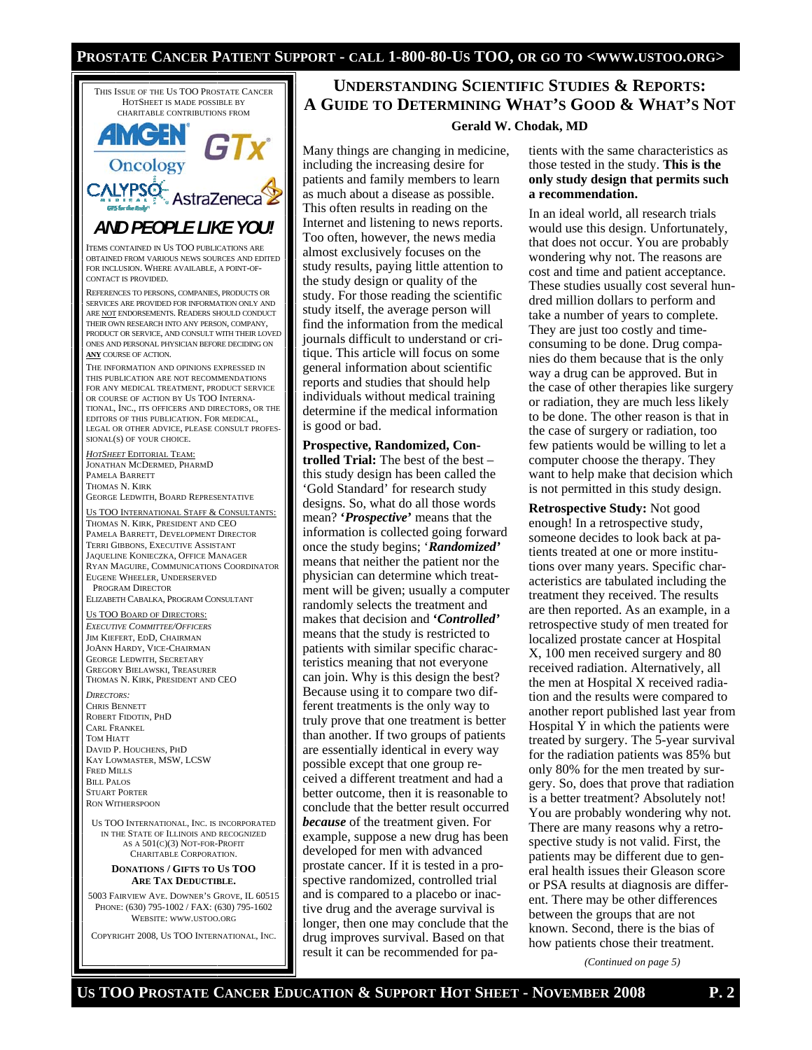THIS ISSUE OF THE US TOO PROSTATE CANCER HOTSHEET IS MADE POSSIBLE BY CHARITABLE CONTRIBUTIONS FROM

AMGEN Oncology GTx CALYPSO AstraZeneca

**AND PEOPLE LIKE YOU!**

ITEMS CONTAINED IN US TOO PUBLICATIONS ARE OBTAINED FROM VARIOUS NEWS SOURCES AND EDITED FOR INCLUSION. WHERE AVAILABLE, A POINT-OF-CONTACT IS PROVIDED.

REFERENCES TO PERSONS, COMPANIES, PRODUCTS OR SERVICES ARE PROVIDED FOR INFORMATION ONLY AND ARE NOT ENDORSEMENTS. READERS SHOULD CONDUCT THEIR OWN RESEARCH INTO ANY PERSON, COMPANY, PRODUCT OR SERVICE, AND CONSULT WITH THEIR LOVED ONES AND PERSONAL PHYSICIAN BEFORE DECIDING ON **ANY** COURSE OF ACTION.

THE INFORMATION AND OPINIONS EXPRESSED IN THIS PUBLICATION ARE NOT RECOMMENDATIONS FOR ANY MEDICAL TREATMENT, PRODUCT SERVICE OR COURSE OF ACTION BY US TOO INTERNATIONAL, INC., ITS OFFICERS AND DIRECTORS, OR THE EDITORS OF THIS PUBLICATION. FOR MEDICAL, LEGAL OR OTHER ADVICE, PLEASE CONSULT PROFESSIONAL(S) OF YOUR CHOICE.

*HOTSHEET* EDITORIAL TEAM:
JONATHAN MCDERMED, PHARMD
PAMELA BARRETT
THOMAS N. KIRK
GEORGE LEDWITH, BOARD REPRESENTATIVE

US TOO INTERNATIONAL STAFF & CONSULTANTS:
THOMAS N. KIRK, PRESIDENT AND CEO
PAMELA BARRETT, DEVELOPMENT DIRECTOR
TERRI GIBBONS, EXECUTIVE ASSISTANT
JAQUELINE KONIECZKA, OFFICE MANAGER
RYAN MAGUIRE, COMMUNICATIONS COORDINATOR
EUGENE WHEELER, UNDERSERVED PROGRAM DIRECTOR
ELIZABETH CABALKA, PROGRAM CONSULTANT

US TOO BOARD OF DIRECTORS:
*EXECUTIVE COMMITTEE/OFFICERS*
JIM KIEFERT, EDD, CHAIRMAN
JOANN HARDY, VICE-CHAIRMAN
GEORGE LEDWITH, SECRETARY
GREGORY BIELAWSKI, TREASURER
THOMAS N. KIRK, PRESIDENT AND CEO

*DIRECTORS:*
CHRIS BENNETT
ROBERT FIDOTIN, PHD
CARL FRANKEL
TOM HIATT
DAVID P. HOUCHENS, PHD
KAY LOWMASTER, MSW, LCSW
FRED MILLS
BILL PALOS
STUART PORTER
RON WITHERSPOON

US TOO INTERNATIONAL, INC. IS INCORPORATED IN THE STATE OF ILLINOIS AND RECOGNIZED AS A 501(C)(3) NOT-FOR-PROFIT CHARITABLE CORPORATION.

**DONATIONS / GIFTS TO US TOO ARE TAX DEDUCTIBLE.**

5003 FAIRVIEW AVE. DOWNER'S GROVE, IL 60515
PHONE: (630) 795-1002 / FAX: (630) 795-1602
WEBSITE: WWW.USTOO.ORG

COPYRIGHT 2008, US TOO INTERNATIONAL, INC.

# UNDERSTANDING SCIENTIFIC STUDIES & REPORTS: A GUIDE TO DETERMINING WHAT'S GOOD & WHAT'S NOT

**Gerald W. Chodak, MD**

Many things are changing in medicine, including the increasing desire for patients and family members to learn as much about a disease as possible. This often results in reading on the Internet and listening to news reports. Too often, however, the news media almost exclusively focuses on the study results, paying little attention to the study design or quality of the study. For those reading the scientific study itself, the average person will find the information from the medical journals difficult to understand or critique. This article will focus on some general information about scientific reports and studies that should help individuals without medical training determine if the medical information is good or bad.

**Prospective, Randomized, Controlled Trial:** The best of the best – this study design has been called the 'Gold Standard' for research study designs. So, what do all those words mean? ***'Prospective'*** means that the information is collected going forward once the study begins; '***Randomized'*** means that neither the patient nor the physician can determine which treatment will be given; usually a computer randomly selects the treatment and makes that decision and ***'Controlled'*** means that the study is restricted to patients with similar specific characteristics meaning that not everyone can join. Why is this design the best? Because using it to compare two different treatments is the only way to truly prove that one treatment is better than another. If two groups of patients are essentially identical in every way possible except that one group received a different treatment and had a better outcome, then it is reasonable to conclude that the better result occurred ***because*** of the treatment given. For example, suppose a new drug has been developed for men with advanced prostate cancer. If it is tested in a prospective randomized, controlled trial and is compared to a placebo or inactive drug and the average survival is longer, then one may conclude that the drug improves survival. Based on that result it can be recommended for patients with the same characteristics as those tested in the study. **This is the only study design that permits such a recommendation.**

In an ideal world, all research trials would use this design. Unfortunately, that does not occur. You are probably wondering why not. The reasons are cost and time and patient acceptance. These studies usually cost several hundred million dollars to perform and take a number of years to complete. They are just too costly and time-consuming to be done. Drug companies do them because that is the only way a drug can be approved. But in the case of other therapies like surgery or radiation, they are much less likely to be done. The other reason is that in the case of surgery or radiation, too few patients would be willing to let a computer choose the therapy. They want to help make that decision which is not permitted in this study design.

**Retrospective Study:** Not good enough! In a retrospective study, someone decides to look back at patients treated at one or more institutions over many years. Specific characteristics are tabulated including the treatment they received. The results are then reported. As an example, in a retrospective study of men treated for localized prostate cancer at Hospital X, 100 men received surgery and 80 received radiation. Alternatively, all the men at Hospital X received radiation and the results were compared to another report published last year from Hospital Y in which the patients were treated by surgery. The 5-year survival for the radiation patients was 85% but only 80% for the men treated by surgery. So, does that prove that radiation is a better treatment? Absolutely not! You are probably wondering why not. There are many reasons why a retrospective study is not valid. First, the patients may be different due to general health issues their Gleason score or PSA results at diagnosis are different. There may be other differences between the groups that are not known. Second, there is the bias of how patients chose their treatment.

*(Continued on page 5)*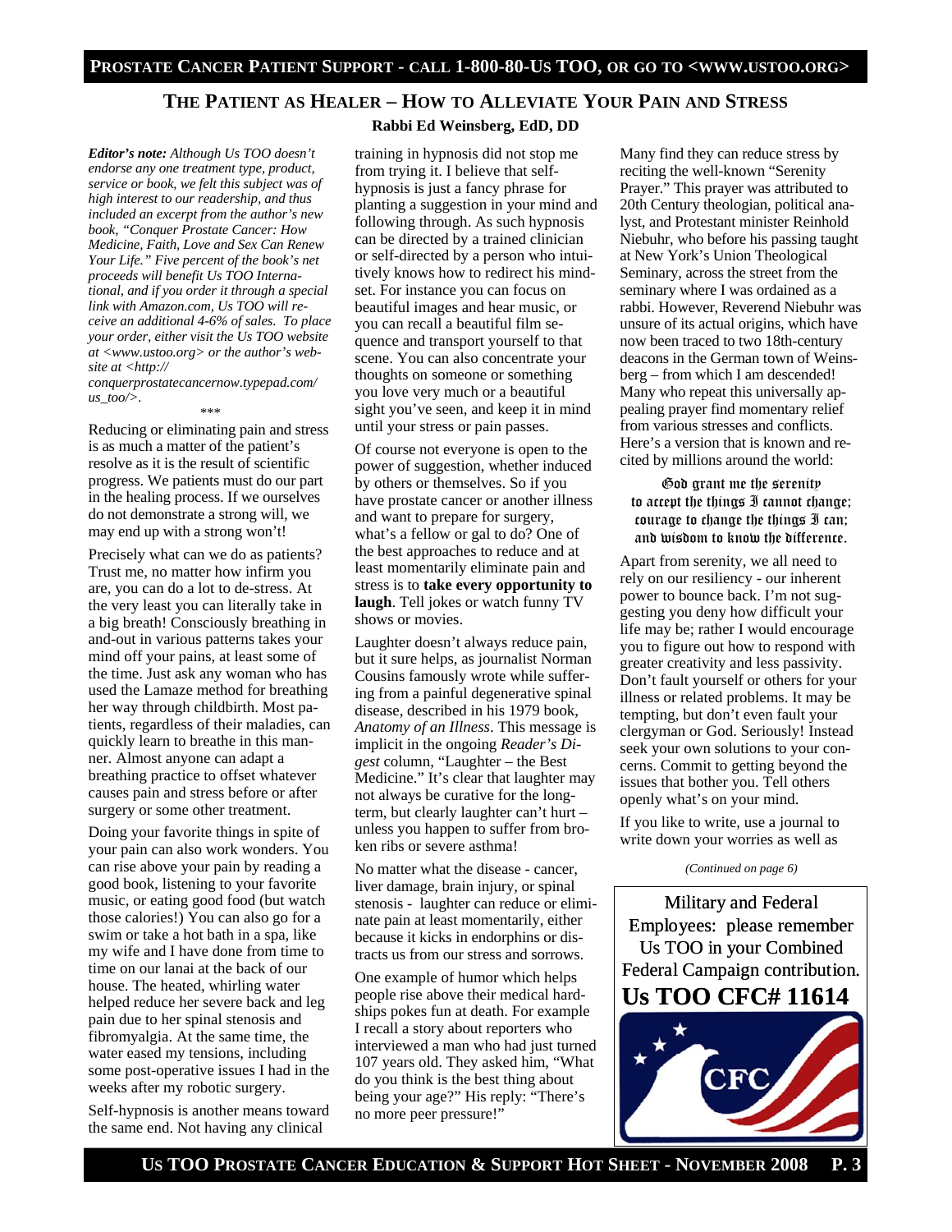## The Patient as Healer – How to Alleviate Your Pain and Stress

**Rabbi Ed Weinsberg, EdD, DD**

***Editor's note:*** *Although Us TOO doesn't endorse any one treatment type, product, service or book, we felt this subject was of high interest to our readership, and thus included an excerpt from the author's new book, "Conquer Prostate Cancer: How Medicine, Faith, Love and Sex Can Renew Your Life." Five percent of the book's net proceeds will benefit Us TOO International, and if you order it through a special link with Amazon.com, Us TOO will receive an additional 4-6% of sales. To place your order, either visit the Us TOO website at <www.ustoo.org> or the author's website at <http://conquerprostatecancernow.typepad.com/us_too/>.*

\*\*\*

Reducing or eliminating pain and stress is as much a matter of the patient's resolve as it is the result of scientific progress. We patients must do our part in the healing process. If we ourselves do not demonstrate a strong will, we may end up with a strong won't!

Precisely what can we do as patients? Trust me, no matter how infirm you are, you can do a lot to de-stress. At the very least you can literally take in a big breath! Consciously breathing in and-out in various patterns takes your mind off your pains, at least some of the time. Just ask any woman who has used the Lamaze method for breathing her way through childbirth. Most patients, regardless of their maladies, can quickly learn to breathe in this manner. Almost anyone can adapt a breathing practice to offset whatever causes pain and stress before or after surgery or some other treatment.

Doing your favorite things in spite of your pain can also work wonders. You can rise above your pain by reading a good book, listening to your favorite music, or eating good food (but watch those calories!) You can also go for a swim or take a hot bath in a spa, like my wife and I have done from time to time on our lanai at the back of our house. The heated, whirling water helped reduce her severe back and leg pain due to her spinal stenosis and fibromyalgia. At the same time, the water eased my tensions, including some post-operative issues I had in the weeks after my robotic surgery.

Self-hypnosis is another means toward the same end. Not having any clinical training in hypnosis did not stop me from trying it. I believe that self-hypnosis is just a fancy phrase for planting a suggestion in your mind and following through. As such hypnosis can be directed by a trained clinician or self-directed by a person who intuitively knows how to redirect his mindset. For instance you can focus on beautiful images and hear music, or you can recall a beautiful film sequence and transport yourself to that scene. You can also concentrate your thoughts on someone or something you love very much or a beautiful sight you've seen, and keep it in mind until your stress or pain passes.

Of course not everyone is open to the power of suggestion, whether induced by others or themselves. So if you have prostate cancer or another illness and want to prepare for surgery, what's a fellow or gal to do? One of the best approaches to reduce and at least momentarily eliminate pain and stress is to **take every opportunity to laugh**. Tell jokes or watch funny TV shows or movies.

Laughter doesn't always reduce pain, but it sure helps, as journalist Norman Cousins famously wrote while suffering from a painful degenerative spinal disease, described in his 1979 book, *Anatomy of an Illness*. This message is implicit in the ongoing *Reader's Digest* column, "Laughter – the Best Medicine." It's clear that laughter may not always be curative for the long-term, but clearly laughter can't hurt – unless you happen to suffer from broken ribs or severe asthma!

No matter what the disease - cancer, liver damage, brain injury, or spinal stenosis - laughter can reduce or eliminate pain at least momentarily, either because it kicks in endorphins or distracts us from our stress and sorrows.

One example of humor which helps people rise above their medical hardships pokes fun at death. For example I recall a story about reporters who interviewed a man who had just turned 107 years old. They asked him, "What do you think is the best thing about being your age?" His reply: "There's no more peer pressure!"

Many find they can reduce stress by reciting the well-known "Serenity Prayer." This prayer was attributed to 20th Century theologian, political analyst, and Protestant minister Reinhold Niebuhr, who before his passing taught at New York's Union Theological Seminary, across the street from the seminary where I was ordained as a rabbi. However, Reverend Niebuhr was unsure of its actual origins, which have now been traced to two 18th-century deacons in the German town of Weinsberg – from which I am descended! Many who repeat this universally appealing prayer find momentary relief from various stresses and conflicts. Here's a version that is known and recited by millions around the world:

God grant me the serenity
to accept the things I cannot change;
courage to change the things I can;
and wisdom to know the difference.

Apart from serenity, we all need to rely on our resiliency - our inherent power to bounce back. I'm not suggesting you deny how difficult your life may be; rather I would encourage you to figure out how to respond with greater creativity and less passivity. Don't fault yourself or others for your illness or related problems. It may be tempting, but don't even fault your clergyman or God. Seriously! Instead seek your own solutions to your concerns. Commit to getting beyond the issues that bother you. Tell others openly what's on your mind.

If you like to write, use a journal to write down your worries as well as

*(Continued on page 6)*

Military and Federal Employees: please remember Us TOO in your Combined Federal Campaign contribution.

**Us TOO CFC# 11614**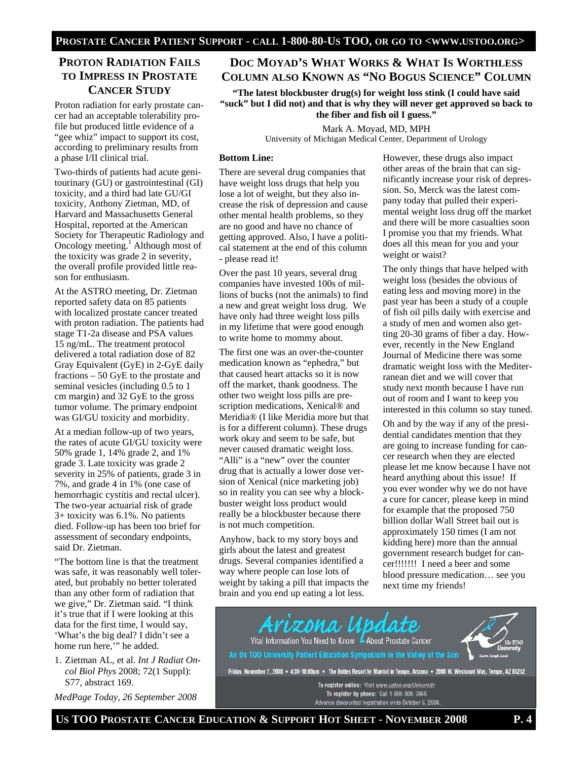## Proton Radiation Fails to Impress in Prostate Cancer Study

Proton radiation for early prostate cancer had an acceptable tolerability profile but produced little evidence of a "gee whiz" impact to support its cost, according to preliminary results from a phase I/II clinical trial.

Two-thirds of patients had acute genitourinary (GU) or gastrointestinal (GI) toxicity, and a third had late GU/GI toxicity, Anthony Zietman, MD, of Harvard and Massachusetts General Hospital, reported at the American Society for Therapeutic Radiology and Oncology meeting.[1] Although most of the toxicity was grade 2 in severity, the overall profile provided little reason for enthusiasm.

At the ASTRO meeting, Dr. Zietman reported safety data on 85 patients with localized prostate cancer treated with proton radiation. The patients had stage T1-2a disease and PSA values 15 ng/mL. The treatment protocol delivered a total radiation dose of 82 Gray Equivalent (GyE) in 2-GyE daily fractions – 50 GyE to the prostate and seminal vesicles (including 0.5 to 1 cm margin) and 32 GyE to the gross tumor volume. The primary endpoint was GI/GU toxicity and morbidity.

At a median follow-up of two years, the rates of acute GI/GU toxicity were 50% grade 1, 14% grade 2, and 1% grade 3. Late toxicity was grade 2 severity in 25% of patients, grade 3 in 7%, and grade 4 in 1% (one case of hemorrhagic cystitis and rectal ulcer). The two-year actuarial risk of grade 3+ toxicity was 6.1%. No patients died. Follow-up has been too brief for assessment of secondary endpoints, said Dr. Zietman.

"The bottom line is that the treatment was safe, it was reasonably well tolerated, but probably no better tolerated than any other form of radiation that we give," Dr. Zietman said. "I think it's true that if I were looking at this data for the first time, I would say, 'What's the big deal? I didn't see a home run here,'" he added.

1. Zietman AL, et al. *Int J Radiat Oncol Biol Phys* 2008; 72(1 Suppl): S77, abstract 169.

*MedPage Today, 26 September 2008*

## Doc Moyad's What Works & What Is Worthless Column Also Known As "No Bogus Science" Column

**"The latest blockbuster drug(s) for weight loss stink (I could have said "suck" but I did not) and that is why they will never get approved so back to the fiber and fish oil I guess."**

Mark A. Moyad, MD, MPH
University of Michigan Medical Center, Department of Urology

**Bottom Line:**

There are several drug companies that have weight loss drugs that help you lose a lot of weight, but they also increase the risk of depression and cause other mental health problems, so they are no good and have no chance of getting approved. Also, I have a political statement at the end of this column - please read it!

Over the past 10 years, several drug companies have invested 100s of millions of bucks (not the animals) to find a new and great weight loss drug. We have only had three weight loss pills in my lifetime that were good enough to write home to mommy about.

The first one was an over-the-counter medication known as "ephedra," but that caused heart attacks so it is now off the market, thank goodness. The other two weight loss pills are prescription medications, Xenical® and Meridia® (I like Meridia more but that is for a different column). These drugs work okay and seem to be safe, but never caused dramatic weight loss. "Alli" is a "new" over the counter drug that is actually a lower dose version of Xenical (nice marketing job) so in reality you can see why a blockbuster weight loss product would really be a blockbuster because there is not much competition.

Anyhow, back to my story boys and girls about the latest and greatest drugs. Several companies identified a way where people can lose lots of weight by taking a pill that impacts the brain and you end up eating a lot less. However, these drugs also impact other areas of the brain that can significantly increase your risk of depression. So, Merck was the latest company today that pulled their experimental weight loss drug off the market and there will be more casualties soon I promise you that my friends. What does all this mean for you and your weight or waist?

The only things that have helped with weight loss (besides the obvious of eating less and moving more) in the past year has been a study of a couple of fish oil pills daily with exercise and a study of men and women also getting 20-30 grams of fiber a day. However, recently in the New England Journal of Medicine there was some dramatic weight loss with the Mediterranean diet and we will cover that study next month because I have run out of room and I want to keep you interested in this column so stay tuned.

Oh and by the way if any of the presidential candidates mention that they are going to increase funding for cancer research when they are elected please let me know because I have not heard anything about this issue! If you ever wonder why we do not have a cure for cancer, please keep in mind for example that the proposed 750 billion dollar Wall Street bail out is approximately 150 times (I am not kidding here) more than the annual government research budget for cancer!!!!!!! I need a beer and some blood pressure medication… see you next time my friends!

**Arizona Update**
Vital Information You Need to Know About Prostate Cancer
An Us TOO University Patient Education Symposium in the Valley of the Sun
Friday, November 7, 2008 • 4:30-10:00pm • The Buttes Resort by Marriot in Tempe, Arizona • 2000 W. Westcourt Way, Tempe, AZ 85252
To register online: Visit www.ustoo.org/University
To register by phone: Call 1-800-808-7866
Advance discounted registration ends October 6, 2008.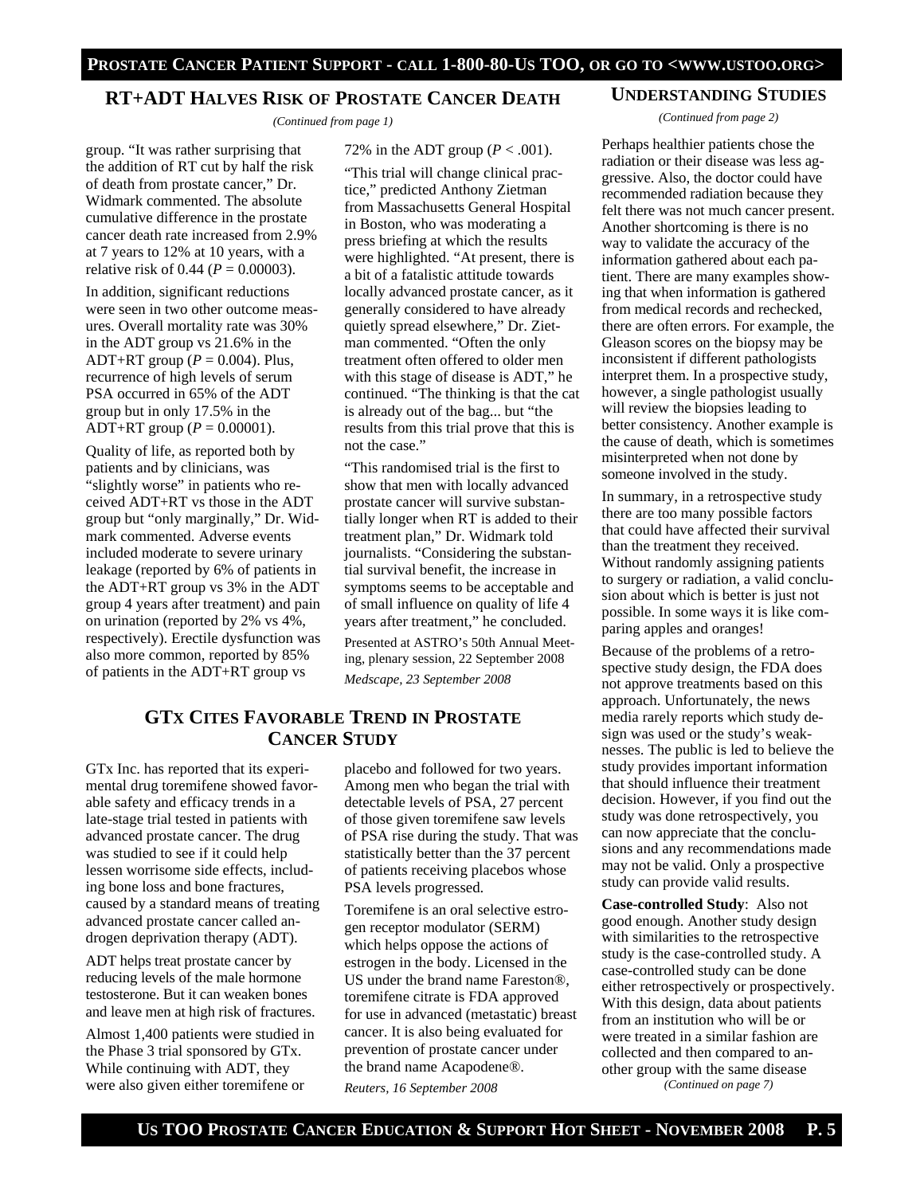## RT+ADT Halves Risk of Prostate Cancer Death

*(Continued from page 1)*

group. "It was rather surprising that the addition of RT cut by half the risk of death from prostate cancer," Dr. Widmark commented. The absolute cumulative difference in the prostate cancer death rate increased from 2.9% at 7 years to 12% at 10 years, with a relative risk of 0.44 ($P = 0.00003$).

In addition, significant reductions were seen in two other outcome measures. Overall mortality rate was 30% in the ADT group vs 21.6% in the ADT+RT group ($P = 0.004$). Plus, recurrence of high levels of serum PSA occurred in 65% of the ADT group but in only 17.5% in the ADT+RT group ($P = 0.00001$).

Quality of life, as reported both by patients and by clinicians, was "slightly worse" in patients who received ADT+RT vs those in the ADT group but "only marginally," Dr. Widmark commented. Adverse events included moderate to severe urinary leakage (reported by 6% of patients in the ADT+RT group vs 3% in the ADT group 4 years after treatment) and pain on urination (reported by 2% vs 4%, respectively). Erectile dysfunction was also more common, reported by 85% of patients in the ADT+RT group vs 72% in the ADT group ($P < .001$).

"This trial will change clinical practice," predicted Anthony Zietman from Massachusetts General Hospital in Boston, who was moderating a press briefing at which the results were highlighted. "At present, there is a bit of a fatalistic attitude towards locally advanced prostate cancer, as it generally considered to have already quietly spread elsewhere," Dr. Zietman commented. "Often the only treatment often offered to older men with this stage of disease is ADT," he continued. "The thinking is that the cat is already out of the bag... but "the results from this trial prove that this is not the case."

"This randomised trial is the first to show that men with locally advanced prostate cancer will survive substantially longer when RT is added to their treatment plan," Dr. Widmark told journalists. "Considering the substantial survival benefit, the increase in symptoms seems to be acceptable and of small influence on quality of life 4 years after treatment," he concluded.

Presented at ASTRO's 50th Annual Meeting, plenary session, 22 September 2008

*Medscape, 23 September 2008*

## GTx Cites Favorable Trend in Prostate Cancer Study

GTx Inc. has reported that its experimental drug toremifene showed favorable safety and efficacy trends in a late-stage trial tested in patients with advanced prostate cancer. The drug was studied to see if it could help lessen worrisome side effects, including bone loss and bone fractures, caused by a standard means of treating advanced prostate cancer called androgen deprivation therapy (ADT).

ADT helps treat prostate cancer by reducing levels of the male hormone testosterone. But it can weaken bones and leave men at high risk of fractures.

Almost 1,400 patients were studied in the Phase 3 trial sponsored by GTx. While continuing with ADT, they were also given either toremifene or placebo and followed for two years. Among men who began the trial with detectable levels of PSA, 27 percent of those given toremifene saw levels of PSA rise during the study. That was statistically better than the 37 percent of patients receiving placebos whose PSA levels progressed.

Toremifene is an oral selective estrogen receptor modulator (SERM) which helps oppose the actions of estrogen in the body. Licensed in the US under the brand name Fareston®, toremifene citrate is FDA approved for use in advanced (metastatic) breast cancer. It is also being evaluated for prevention of prostate cancer under the brand name Acapodene®.

*Reuters, 16 September 2008*

## Understanding Studies

*(Continued from page 2)*

Perhaps healthier patients chose the radiation or their disease was less aggressive. Also, the doctor could have recommended radiation because they felt there was not much cancer present. Another shortcoming is there is no way to validate the accuracy of the information gathered about each patient. There are many examples showing that when information is gathered from medical records and rechecked, there are often errors. For example, the Gleason scores on the biopsy may be inconsistent if different pathologists interpret them. In a prospective study, however, a single pathologist usually will review the biopsies leading to better consistency. Another example is the cause of death, which is sometimes misinterpreted when not done by someone involved in the study.

In summary, in a retrospective study there are too many possible factors that could have affected their survival than the treatment they received. Without randomly assigning patients to surgery or radiation, a valid conclusion about which is better is just not possible. In some ways it is like comparing apples and oranges!

Because of the problems of a retrospective study design, the FDA does not approve treatments based on this approach. Unfortunately, the news media rarely reports which study design was used or the study's weaknesses. The public is led to believe the study provides important information that should influence their treatment decision. However, if you find out the study was done retrospectively, you can now appreciate that the conclusions and any recommendations made may not be valid. Only a prospective study can provide valid results.

**Case-controlled Study**: Also not good enough. Another study design with similarities to the retrospective study is the case-controlled study. A case-controlled study can be done either retrospectively or prospectively. With this design, data about patients from an institution who will be or were treated in a similar fashion are collected and then compared to another group with the same disease

*(Continued on page 7)*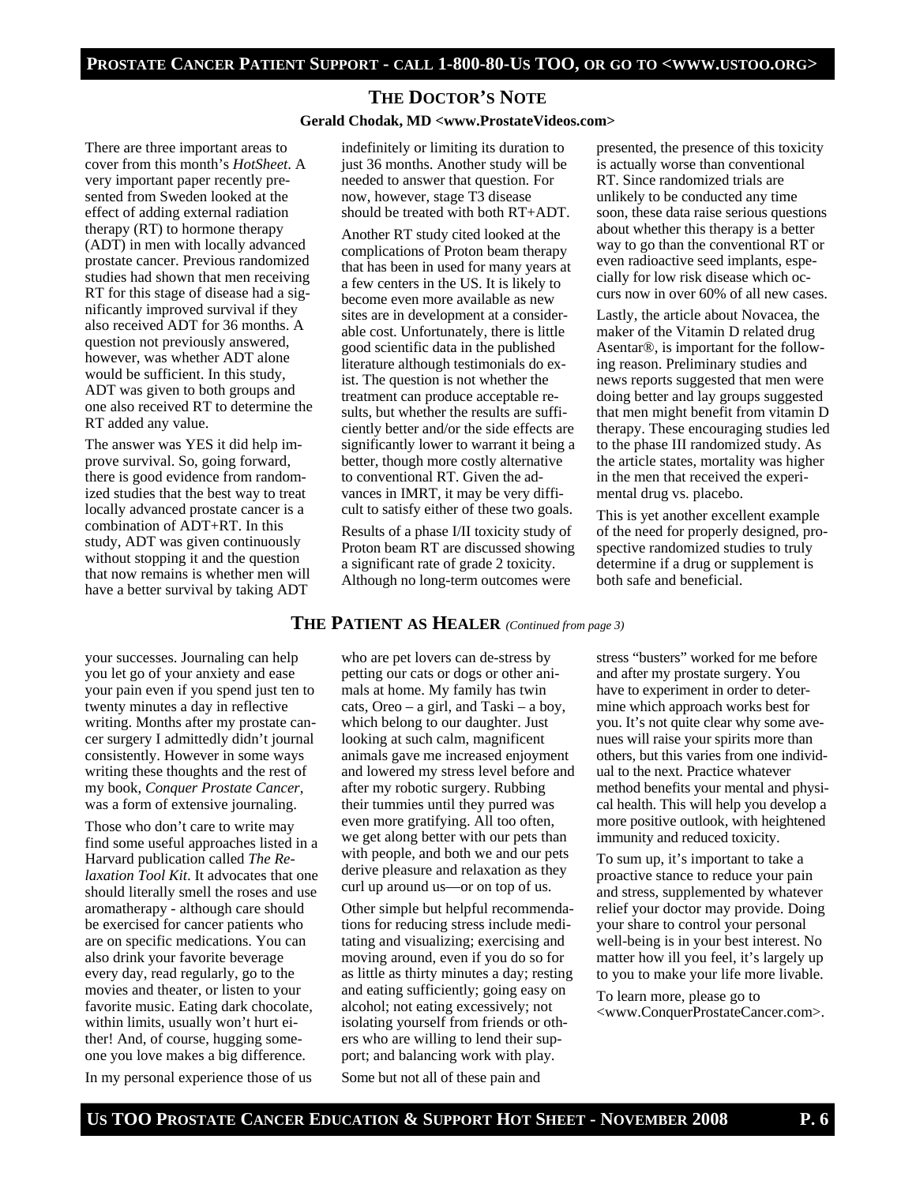## THE DOCTOR'S NOTE

**Gerald Chodak, MD <www.ProstateVideos.com>**

There are three important areas to cover from this month's *HotSheet*. A very important paper recently presented from Sweden looked at the effect of adding external radiation therapy (RT) to hormone therapy (ADT) in men with locally advanced prostate cancer. Previous randomized studies had shown that men receiving RT for this stage of disease had a significantly improved survival if they also received ADT for 36 months. A question not previously answered, however, was whether ADT alone would be sufficient. In this study, ADT was given to both groups and one also received RT to determine the RT added any value.

The answer was YES it did help improve survival. So, going forward, there is good evidence from randomized studies that the best way to treat locally advanced prostate cancer is a combination of ADT+RT. In this study, ADT was given continuously without stopping it and the question that now remains is whether men will have a better survival by taking ADT indefinitely or limiting its duration to just 36 months. Another study will be needed to answer that question. For now, however, stage T3 disease should be treated with both RT+ADT.

Another RT study cited looked at the complications of Proton beam therapy that has been in used for many years at a few centers in the US. It is likely to become even more available as new sites are in development at a considerable cost. Unfortunately, there is little good scientific data in the published literature although testimonials do exist. The question is not whether the treatment can produce acceptable results, but whether the results are sufficiently better and/or the side effects are significantly lower to warrant it being a better, though more costly alternative to conventional RT. Given the advances in IMRT, it may be very difficult to satisfy either of these two goals.

Results of a phase I/II toxicity study of Proton beam RT are discussed showing a significant rate of grade 2 toxicity. Although no long-term outcomes were presented, the presence of this toxicity is actually worse than conventional RT. Since randomized trials are unlikely to be conducted any time soon, these data raise serious questions about whether this therapy is a better way to go than the conventional RT or even radioactive seed implants, especially for low risk disease which occurs now in over 60% of all new cases.

Lastly, the article about Novacea, the maker of the Vitamin D related drug Asentar®, is important for the following reason. Preliminary studies and news reports suggested that men were doing better and lay groups suggested that men might benefit from vitamin D therapy. These encouraging studies led to the phase III randomized study. As the article states, mortality was higher in the men that received the experimental drug vs. placebo.

This is yet another excellent example of the need for properly designed, prospective randomized studies to truly determine if a drug or supplement is both safe and beneficial.

## THE PATIENT AS HEALER *(Continued from page 3)*

your successes. Journaling can help you let go of your anxiety and ease your pain even if you spend just ten to twenty minutes a day in reflective writing. Months after my prostate cancer surgery I admittedly didn't journal consistently. However in some ways writing these thoughts and the rest of my book, *Conquer Prostate Cancer*, was a form of extensive journaling.

Those who don't care to write may find some useful approaches listed in a Harvard publication called *The Relaxation Tool Kit*. It advocates that one should literally smell the roses and use aromatherapy - although care should be exercised for cancer patients who are on specific medications. You can also drink your favorite beverage every day, read regularly, go to the movies and theater, or listen to your favorite music. Eating dark chocolate, within limits, usually won't hurt either! And, of course, hugging someone you love makes a big difference.

In my personal experience those of us who are pet lovers can de-stress by petting our cats or dogs or other animals at home. My family has twin cats, Oreo – a girl, and Taski – a boy, which belong to our daughter. Just looking at such calm, magnificent animals gave me increased enjoyment and lowered my stress level before and after my robotic surgery. Rubbing their tummies until they purred was even more gratifying. All too often, we get along better with our pets than with people, and both we and our pets derive pleasure and relaxation as they curl up around us—or on top of us.

Other simple but helpful recommendations for reducing stress include meditating and visualizing; exercising and moving around, even if you do so for as little as thirty minutes a day; resting and eating sufficiently; going easy on alcohol; not eating excessively; not isolating yourself from friends or others who are willing to lend their support; and balancing work with play.

Some but not all of these pain and stress "busters" worked for me before and after my prostate surgery. You have to experiment in order to determine which approach works best for you. It's not quite clear why some avenues will raise your spirits more than others, but this varies from one individual to the next. Practice whatever method benefits your mental and physical health. This will help you develop a more positive outlook, with heightened immunity and reduced toxicity.

To sum up, it's important to take a proactive stance to reduce your pain and stress, supplemented by whatever relief your doctor may provide. Doing your share to control your personal well-being is in your best interest. No matter how ill you feel, it's largely up to you to make your life more livable.

To learn more, please go to <www.ConquerProstateCancer.com>.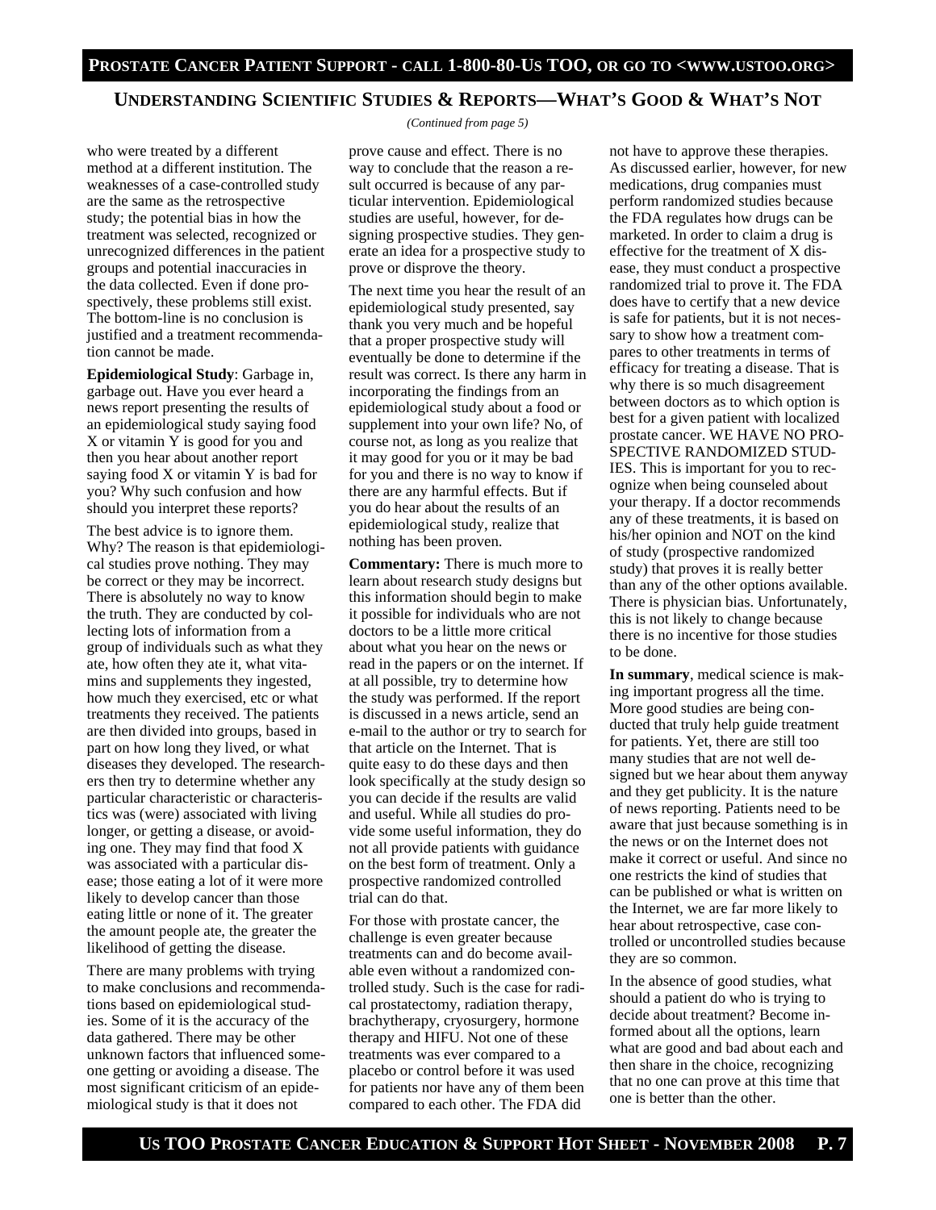## UNDERSTANDING SCIENTIFIC STUDIES & REPORTS—WHAT'S GOOD & WHAT'S NOT

*(Continued from page 5)*

who were treated by a different method at a different institution. The weaknesses of a case-controlled study are the same as the retrospective study; the potential bias in how the treatment was selected, recognized or unrecognized differences in the patient groups and potential inaccuracies in the data collected. Even if done prospectively, these problems still exist. The bottom-line is no conclusion is justified and a treatment recommendation cannot be made.

**Epidemiological Study**: Garbage in, garbage out. Have you ever heard a news report presenting the results of an epidemiological study saying food X or vitamin Y is good for you and then you hear about another report saying food X or vitamin Y is bad for you? Why such confusion and how should you interpret these reports?

The best advice is to ignore them. Why? The reason is that epidemiological studies prove nothing. They may be correct or they may be incorrect. There is absolutely no way to know the truth. They are conducted by collecting lots of information from a group of individuals such as what they ate, how often they ate it, what vitamins and supplements they ingested, how much they exercised, etc or what treatments they received. The patients are then divided into groups, based in part on how long they lived, or what diseases they developed. The researchers then try to determine whether any particular characteristic or characteristics was (were) associated with living longer, or getting a disease, or avoiding one. They may find that food X was associated with a particular disease; those eating a lot of it were more likely to develop cancer than those eating little or none of it. The greater the amount people ate, the greater the likelihood of getting the disease.

There are many problems with trying to make conclusions and recommendations based on epidemiological studies. Some of it is the accuracy of the data gathered. There may be other unknown factors that influenced someone getting or avoiding a disease. The most significant criticism of an epidemiological study is that it does not prove cause and effect. There is no way to conclude that the reason a result occurred is because of any particular intervention. Epidemiological studies are useful, however, for designing prospective studies. They generate an idea for a prospective study to prove or disprove the theory.

The next time you hear the result of an epidemiological study presented, say thank you very much and be hopeful that a proper prospective study will eventually be done to determine if the result was correct. Is there any harm in incorporating the findings from an epidemiological study about a food or supplement into your own life? No, of course not, as long as you realize that it may good for you or it may be bad for you and there is no way to know if there are any harmful effects. But if you do hear about the results of an epidemiological study, realize that nothing has been proven.

**Commentary:** There is much more to learn about research study designs but this information should begin to make it possible for individuals who are not doctors to be a little more critical about what you hear on the news or read in the papers or on the internet. If at all possible, try to determine how the study was performed. If the report is discussed in a news article, send an e-mail to the author or try to search for that article on the Internet. That is quite easy to do these days and then look specifically at the study design so you can decide if the results are valid and useful. While all studies do provide some useful information, they do not all provide patients with guidance on the best form of treatment. Only a prospective randomized controlled trial can do that.

For those with prostate cancer, the challenge is even greater because treatments can and do become available even without a randomized controlled study. Such is the case for radical prostatectomy, radiation therapy, brachytherapy, cryosurgery, hormone therapy and HIFU. Not one of these treatments was ever compared to a placebo or control before it was used for patients nor have any of them been compared to each other. The FDA did not have to approve these therapies. As discussed earlier, however, for new medications, drug companies must perform randomized studies because the FDA regulates how drugs can be marketed. In order to claim a drug is effective for the treatment of X disease, they must conduct a prospective randomized trial to prove it. The FDA does have to certify that a new device is safe for patients, but it is not necessary to show how a treatment compares to other treatments in terms of efficacy for treating a disease. That is why there is so much disagreement between doctors as to which option is best for a given patient with localized prostate cancer. WE HAVE NO PROSPECTIVE RANDOMIZED STUDIES. This is important for you to recognize when being counseled about your therapy. If a doctor recommends any of these treatments, it is based on his/her opinion and NOT on the kind of study (prospective randomized study) that proves it is really better than any of the other options available. There is physician bias. Unfortunately, this is not likely to change because there is no incentive for those studies to be done.

**In summary**, medical science is making important progress all the time. More good studies are being conducted that truly help guide treatment for patients. Yet, there are still too many studies that are not well designed but we hear about them anyway and they get publicity. It is the nature of news reporting. Patients need to be aware that just because something is in the news or on the Internet does not make it correct or useful. And since no one restricts the kind of studies that can be published or what is written on the Internet, we are far more likely to hear about retrospective, case controlled or uncontrolled studies because they are so common.

In the absence of good studies, what should a patient do who is trying to decide about treatment? Become informed about all the options, learn what are good and bad about each and then share in the choice, recognizing that no one can prove at this time that one is better than the other.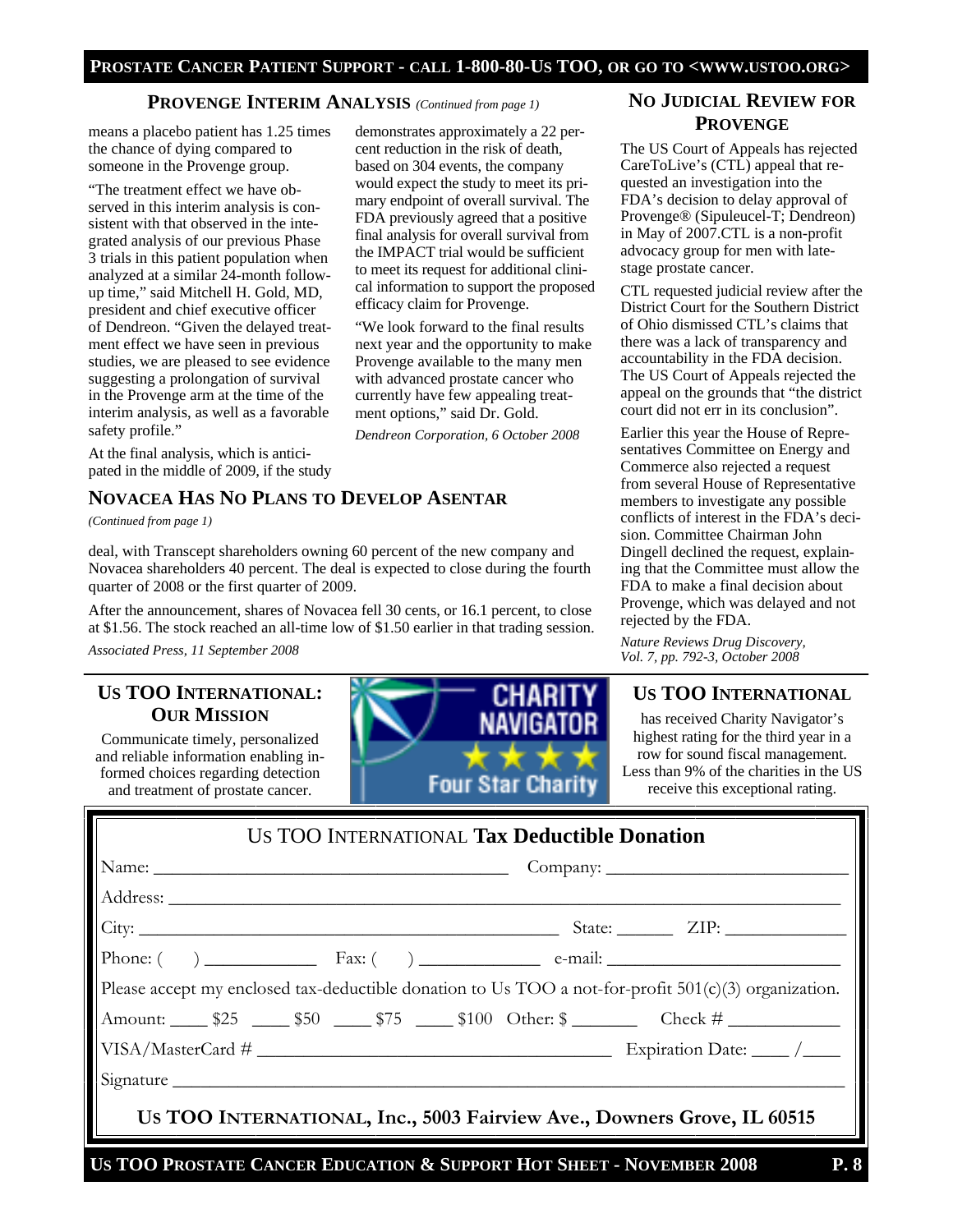## PROVENGE INTERIM ANALYSIS *(Continued from page 1)*

means a placebo patient has 1.25 times the chance of dying compared to someone in the Provenge group.

"The treatment effect we have observed in this interim analysis is consistent with that observed in the integrated analysis of our previous Phase 3 trials in this patient population when analyzed at a similar 24-month follow-up time," said Mitchell H. Gold, MD, president and chief executive officer of Dendreon. "Given the delayed treatment effect we have seen in previous studies, we are pleased to see evidence suggesting a prolongation of survival in the Provenge arm at the time of the interim analysis, as well as a favorable safety profile."

At the final analysis, which is anticipated in the middle of 2009, if the study demonstrates approximately a 22 percent reduction in the risk of death, based on 304 events, the company would expect the study to meet its primary endpoint of overall survival. The FDA previously agreed that a positive final analysis for overall survival from the IMPACT trial would be sufficient to meet its request for additional clinical information to support the proposed efficacy claim for Provenge.

"We look forward to the final results next year and the opportunity to make Provenge available to the many men with advanced prostate cancer who currently have few appealing treatment options," said Dr. Gold.

*Dendreon Corporation, 6 October 2008*

## NOVACEA HAS NO PLANS TO DEVELOP ASENTAR

*(Continued from page 1)*

deal, with Transcept shareholders owning 60 percent of the new company and Novacea shareholders 40 percent. The deal is expected to close during the fourth quarter of 2008 or the first quarter of 2009.

After the announcement, shares of Novacea fell 30 cents, or 16.1 percent, to close at $1.56. The stock reached an all-time low of $1.50 earlier in that trading session.

*Associated Press, 11 September 2008*

## NO JUDICIAL REVIEW FOR PROVENGE

The US Court of Appeals has rejected CareToLive's (CTL) appeal that requested an investigation into the FDA's decision to delay approval of Provenge® (Sipuleucel-T; Dendreon) in May of 2007.CTL is a non-profit advocacy group for men with late-stage prostate cancer.

CTL requested judicial review after the District Court for the Southern District of Ohio dismissed CTL's claims that there was a lack of transparency and accountability in the FDA decision. The US Court of Appeals rejected the appeal on the grounds that "the district court did not err in its conclusion".

Earlier this year the House of Representatives Committee on Energy and Commerce also rejected a request from several House of Representative members to investigate any possible conflicts of interest in the FDA's decision. Committee Chairman John Dingell declined the request, explaining that the Committee must allow the FDA to make a final decision about Provenge, which was delayed and not rejected by the FDA.

*Nature Reviews Drug Discovery, Vol. 7, pp. 792-3, October 2008*

## US TOO INTERNATIONAL: OUR MISSION

Communicate timely, personalized and reliable information enabling informed choices regarding detection and treatment of prostate cancer.

CHARITY NAVIGATOR ★★★★ Four Star Charity

## US TOO INTERNATIONAL

has received Charity Navigator's highest rating for the third year in a row for sound fiscal management. Less than 9% of the charities in the US receive this exceptional rating.

## US TOO INTERNATIONAL **Tax Deductible Donation**

Name: ____________________ Company: ____________________

Address: ________________________________________

City: ____________________ State: ______ ZIP: ____________

Phone: (    ) ____________ Fax: (    ) ____________ e-mail: ____________________

Please accept my enclosed tax-deductible donation to Us TOO a not-for-profit 501(c)(3) organization.

Amount: ____ $25 ____ $50 ____ $75 ____ $100 Other: $ _______ Check # ____________

VISA/MasterCard # ______________________________ Expiration Date: ____ /____

Signature ________________________________________

**US TOO INTERNATIONAL, Inc., 5003 Fairview Ave., Downers Grove, IL 60515**